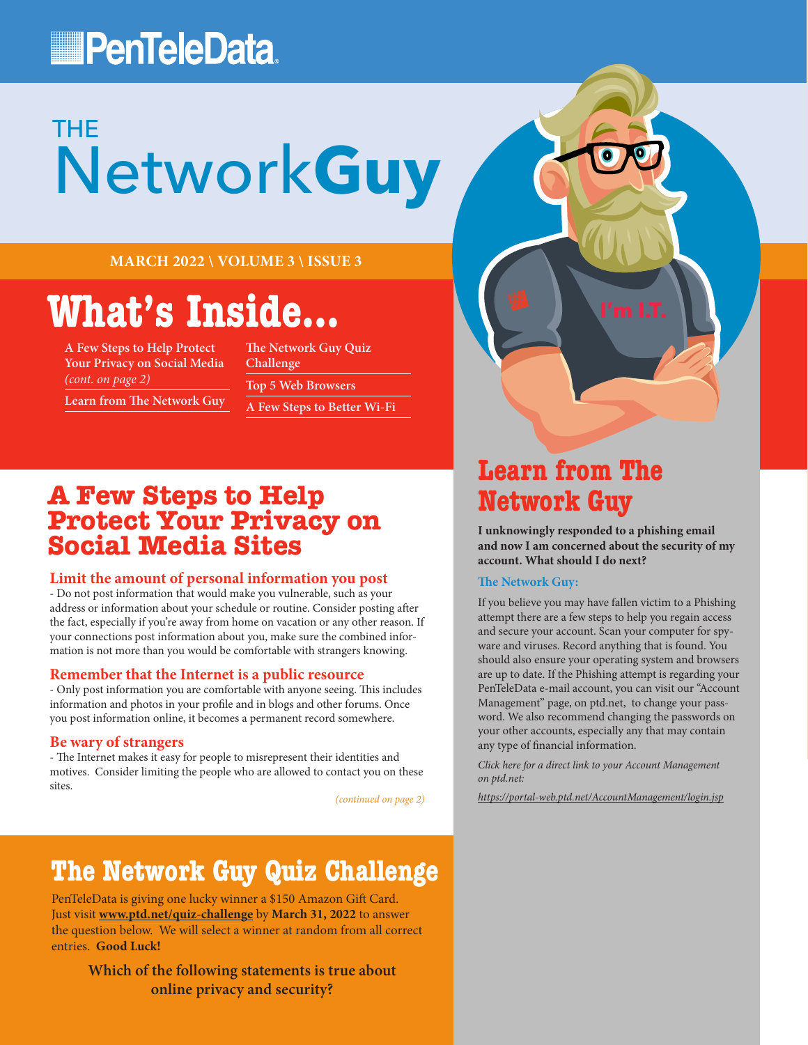PenTeleData

# THE NetworkGuy

**MARCH 2022 \ VOLUME 3 \ ISSUE 3**

## What's Inside...

- A Few Steps to Help Protect Your Privacy on Social Media *(cont. on page 2)*
- Learn from The Network Guy
- The Network Guy Quiz Challenge
- Top 5 Web Browsers
- A Few Steps to Better Wi-Fi

## A Few Steps to Help Protect Your Privacy on Social Media Sites

### Limit the amount of personal information you post

- Do not post information that would make you vulnerable, such as your address or information about your schedule or routine. Consider posting after the fact, especially if you're away from home on vacation or any other reason. If your connections post information about you, make sure the combined information is not more than you would be comfortable with strangers knowing.

### Remember that the Internet is a public resource

- Only post information you are comfortable with anyone seeing. This includes information and photos in your profile and in blogs and other forums. Once you post information online, it becomes a permanent record somewhere.

### Be wary of strangers

- The Internet makes it easy for people to misrepresent their identities and motives. Consider limiting the people who are allowed to contact you on these sites.

*(continued on page 2)*

## Learn from The Network Guy

**I unknowingly responded to a phishing email and now I am concerned about the security of my account. What should I do next?**

**The Network Guy:**

If you believe you may have fallen victim to a Phishing attempt there are a few steps to help you regain access and secure your account. Scan your computer for spyware and viruses. Record anything that is found. You should also ensure your operating system and browsers are up to date. If the Phishing attempt is regarding your PenTeleData e-mail account, you can visit our "Account Management" page, on ptd.net, to change your password. We also recommend changing the passwords on your other accounts, especially any that may contain any type of financial information.

*Click here for a direct link to your Account Management on ptd.net:*

*https://portal-web.ptd.net/AccountManagement/login.jsp*

## The Network Guy Quiz Challenge

PenTeleData is giving one lucky winner a $150 Amazon Gift Card. Just visit **www.ptd.net/quiz-challenge** by **March 31, 2022** to answer the question below. We will select a winner at random from all correct entries. **Good Luck!**

**Which of the following statements is true about online privacy and security?**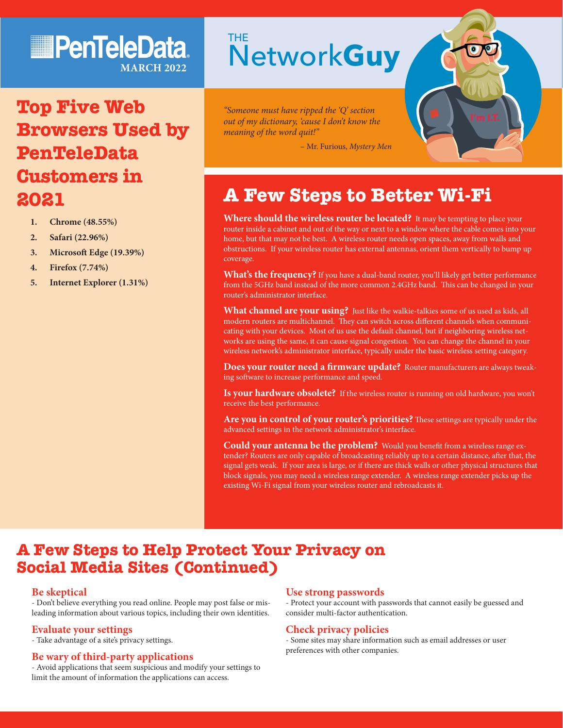PenTeleData
MARCH 2022

# THE NetworkGuy

*"Someone must have ripped the 'Q' section out of my dictionary, 'cause I don't know the meaning of the word quit!"*

– Mr. Furious, *Mystery Men*

## Top Five Web Browsers Used by PenTeleData Customers in 2021

1. **Chrome (48.55%)**
2. **Safari (22.96%)**
3. **Microsoft Edge (19.39%)**
4. **Firefox (7.74%)**
5. **Internet Explorer (1.31%)**

## A Few Steps to Better Wi-Fi

**Where should the wireless router be located?** It may be tempting to place your router inside a cabinet and out of the way or next to a window where the cable comes into your home, but that may not be best. A wireless router needs open spaces, away from walls and obstructions. If your wireless router has external antennas, orient them vertically to bump up coverage.

**What's the frequency?** If you have a dual-band router, you'll likely get better performance from the 5GHz band instead of the more common 2.4GHz band. This can be changed in your router's administrator interface.

**What channel are your using?** Just like the walkie-talkies some of us used as kids, all modern routers are multichannel. They can switch across different channels when communicating with your devices. Most of us use the default channel, but if neighboring wireless networks are using the same, it can cause signal congestion. You can change the channel in your wireless network's administrator interface, typically under the basic wireless setting category.

**Does your router need a firmware update?** Router manufacturers are always tweaking software to increase performance and speed.

**Is your hardware obsolete?** If the wireless router is running on old hardware, you won't receive the best performance.

**Are you in control of your router's priorities?** These settings are typically under the advanced settings in the network administrator's interface.

**Could your antenna be the problem?** Would you benefit from a wireless range extender? Routers are only capable of broadcasting reliably up to a certain distance, after that, the signal gets weak. If your area is large, or if there are thick walls or other physical structures that block signals, you may need a wireless range extender. A wireless range extender picks up the existing Wi-Fi signal from your wireless router and rebroadcasts it.

## A Few Steps to Help Protect Your Privacy on Social Media Sites (Continued)

### Be skeptical
- Don't believe everything you read online. People may post false or misleading information about various topics, including their own identities.

### Evaluate your settings
- Take advantage of a site's privacy settings.

### Be wary of third-party applications
- Avoid applications that seem suspicious and modify your settings to limit the amount of information the applications can access.

### Use strong passwords
- Protect your account with passwords that cannot easily be guessed and consider multi-factor authentication.

### Check privacy policies
- Some sites may share information such as email addresses or user preferences with other companies.